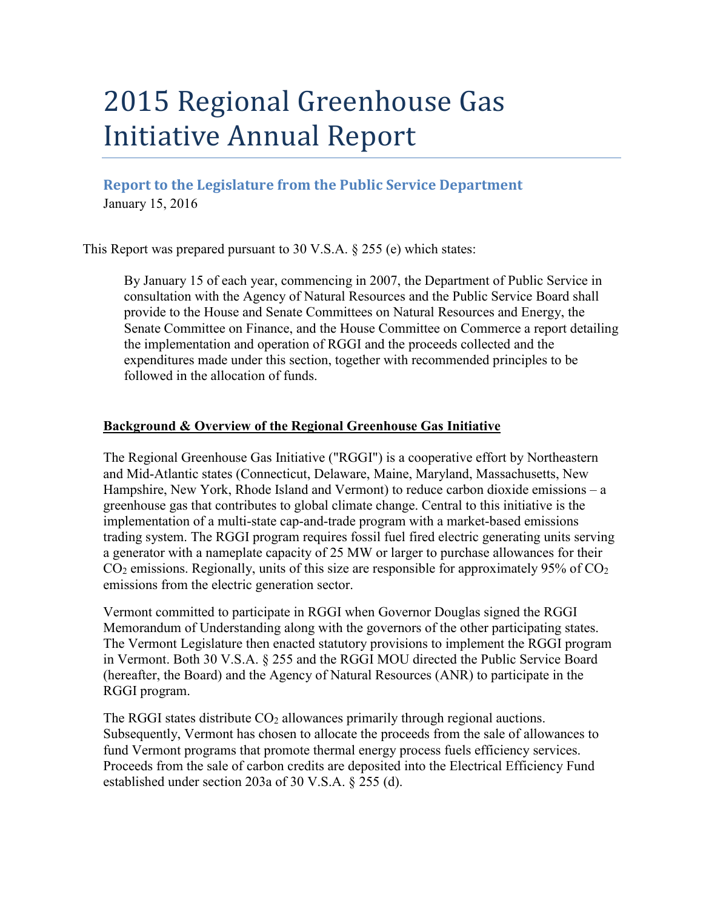# 2015 Regional Greenhouse Gas Initiative Annual Report

### Report to the Legislature from the Public Service Department

January 15, 2016

This Report was prepared pursuant to 30 V.S.A. § 255 (e) which states:

> By January 15 of each year, commencing in 2007, the Department of Public Service in consultation with the Agency of Natural Resources and the Public Service Board shall provide to the House and Senate Committees on Natural Resources and Energy, the Senate Committee on Finance, and the House Committee on Commerce a report detailing the implementation and operation of RGGI and the proceeds collected and the expenditures made under this section, together with recommended principles to be followed in the allocation of funds.

## Background & Overview of the Regional Greenhouse Gas Initiative

The Regional Greenhouse Gas Initiative ("RGGI") is a cooperative effort by Northeastern and Mid-Atlantic states (Connecticut, Delaware, Maine, Maryland, Massachusetts, New Hampshire, New York, Rhode Island and Vermont) to reduce carbon dioxide emissions – a greenhouse gas that contributes to global climate change. Central to this initiative is the implementation of a multi-state cap-and-trade program with a market-based emissions trading system. The RGGI program requires fossil fuel fired electric generating units serving a generator with a nameplate capacity of 25 MW or larger to purchase allowances for their $CO_2$ emissions. Regionally, units of this size are responsible for approximately 95% of $CO_2$ emissions from the electric generation sector.

Vermont committed to participate in RGGI when Governor Douglas signed the RGGI Memorandum of Understanding along with the governors of the other participating states. The Vermont Legislature then enacted statutory provisions to implement the RGGI program in Vermont. Both 30 V.S.A. § 255 and the RGGI MOU directed the Public Service Board (hereafter, the Board) and the Agency of Natural Resources (ANR) to participate in the RGGI program.

The RGGI states distribute $CO_2$ allowances primarily through regional auctions. Subsequently, Vermont has chosen to allocate the proceeds from the sale of allowances to fund Vermont programs that promote thermal energy process fuels efficiency services. Proceeds from the sale of carbon credits are deposited into the Electrical Efficiency Fund established under section 203a of 30 V.S.A. § 255 (d).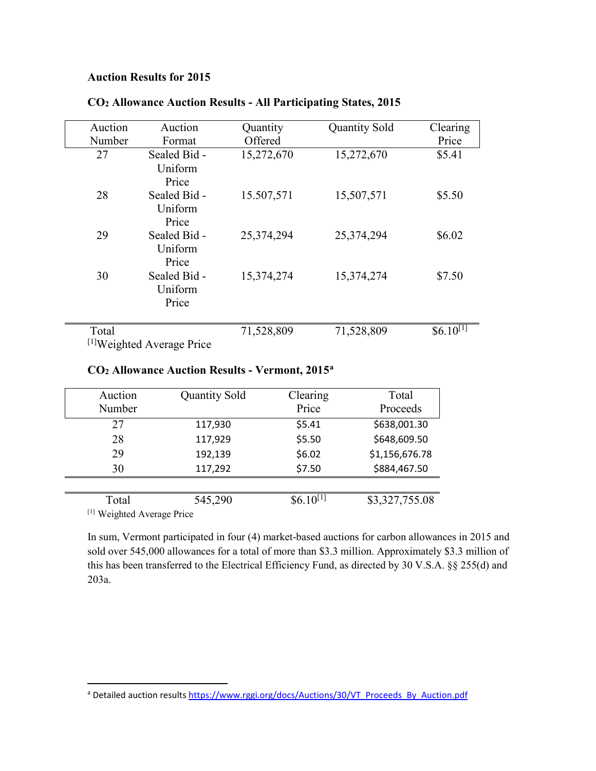**Auction Results for 2015**

**$CO_2$ Allowance Auction Results - All Participating States, 2015**

| Auction Number | Auction Format | Quantity Offered | Quantity Sold | Clearing Price |
|---|---|---|---|---|
| 27 | Sealed Bid - Uniform Price | 15,272,670 | 15,272,670 | $5.41 |
| 28 | Sealed Bid - Uniform Price | 15.507,571 | 15,507,571 | $5.50 |
| 29 | Sealed Bid - Uniform Price | 25,374,294 | 25,374,294 | $6.02 |
| 30 | Sealed Bid - Uniform Price | 15,374,274 | 15,374,274 | $7.50 |
| Total | | 71,528,809 | 71,528,809 | $6.10[1] |

[1]Weighted Average Price

**$CO_2$ Allowance Auction Results - Vermont, 2015[a]**

| Auction Number | Quantity Sold | Clearing Price | Total Proceeds |
|---|---|---|---|
| 27 | 117,930 | $5.41 | $638,001.30 |
| 28 | 117,929 | $5.50 | $648,609.50 |
| 29 | 192,139 | $6.02 | $1,156,676.78 |
| 30 | 117,292 | $7.50 | $884,467.50 |
| Total | 545,290 | $6.10[1] | $3,327,755.08 |

[1] Weighted Average Price

In sum, Vermont participated in four (4) market-based auctions for carbon allowances in 2015 and sold over 545,000 allowances for a total of more than $3.3 million. Approximately $3.3 million of this has been transferred to the Electrical Efficiency Fund, as directed by 30 V.S.A. §§ 255(d) and 203a.

[a] Detailed auction results https://www.rggi.org/docs/Auctions/30/VT_Proceeds_By_Auction.pdf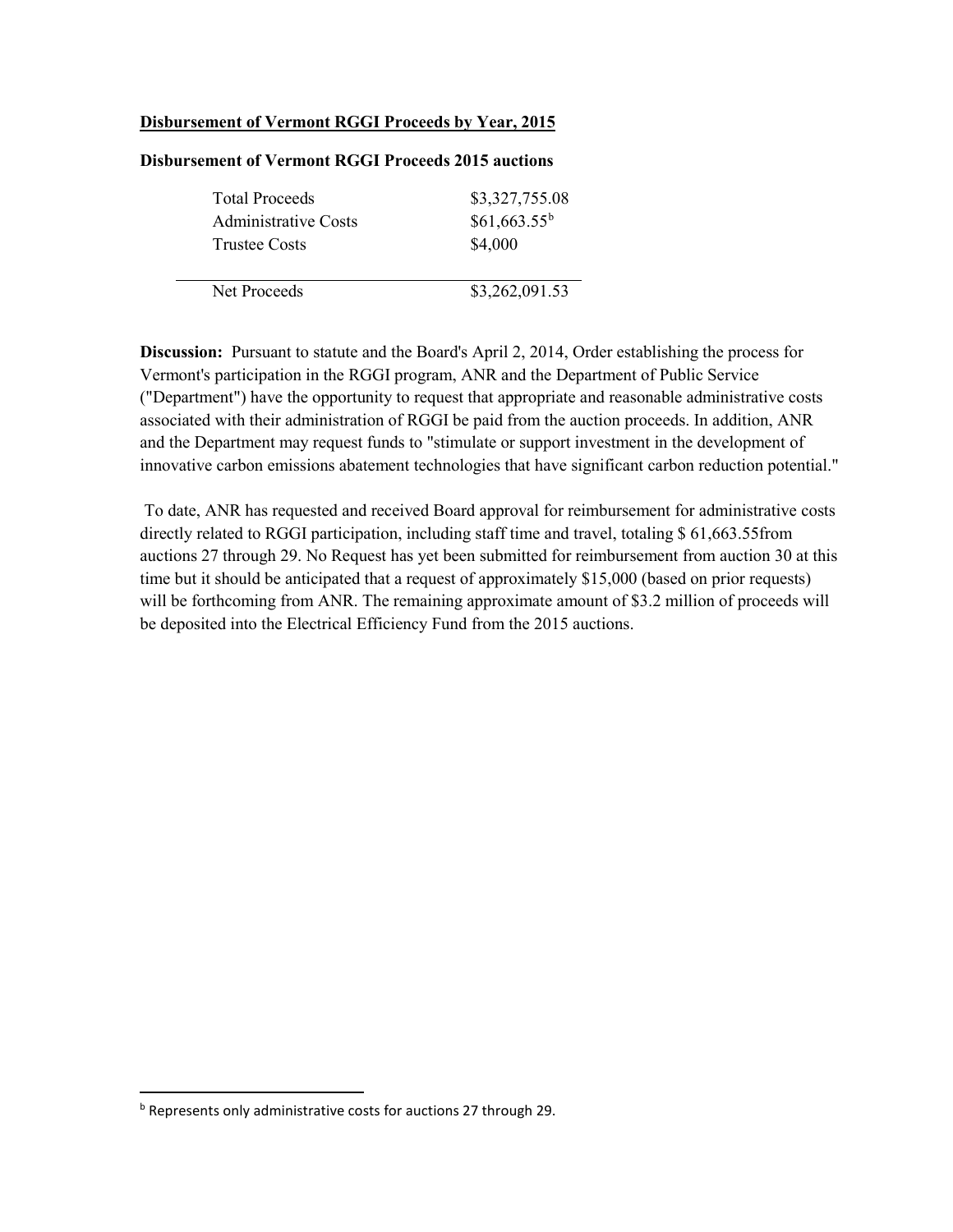**Disbursement of Vermont RGGI Proceeds by Year, 2015**

**Disbursement of Vermont RGGI Proceeds 2015 auctions**

| | |
|---|---|
| Total Proceeds | \$3,327,755.08 |
| Administrative Costs | \$61,663.55[b] |
| Trustee Costs | \$4,000 |
| Net Proceeds | \$3,262,091.53 |

**Discussion:** Pursuant to statute and the Board's April 2, 2014, Order establishing the process for Vermont's participation in the RGGI program, ANR and the Department of Public Service ("Department") have the opportunity to request that appropriate and reasonable administrative costs associated with their administration of RGGI be paid from the auction proceeds. In addition, ANR and the Department may request funds to "stimulate or support investment in the development of innovative carbon emissions abatement technologies that have significant carbon reduction potential."

To date, ANR has requested and received Board approval for reimbursement for administrative costs directly related to RGGI participation, including staff time and travel, totaling \$ 61,663.55from auctions 27 through 29. No Request has yet been submitted for reimbursement from auction 30 at this time but it should be anticipated that a request of approximately \$15,000 (based on prior requests) will be forthcoming from ANR. The remaining approximate amount of \$3.2 million of proceeds will be deposited into the Electrical Efficiency Fund from the 2015 auctions.

[b] Represents only administrative costs for auctions 27 through 29.